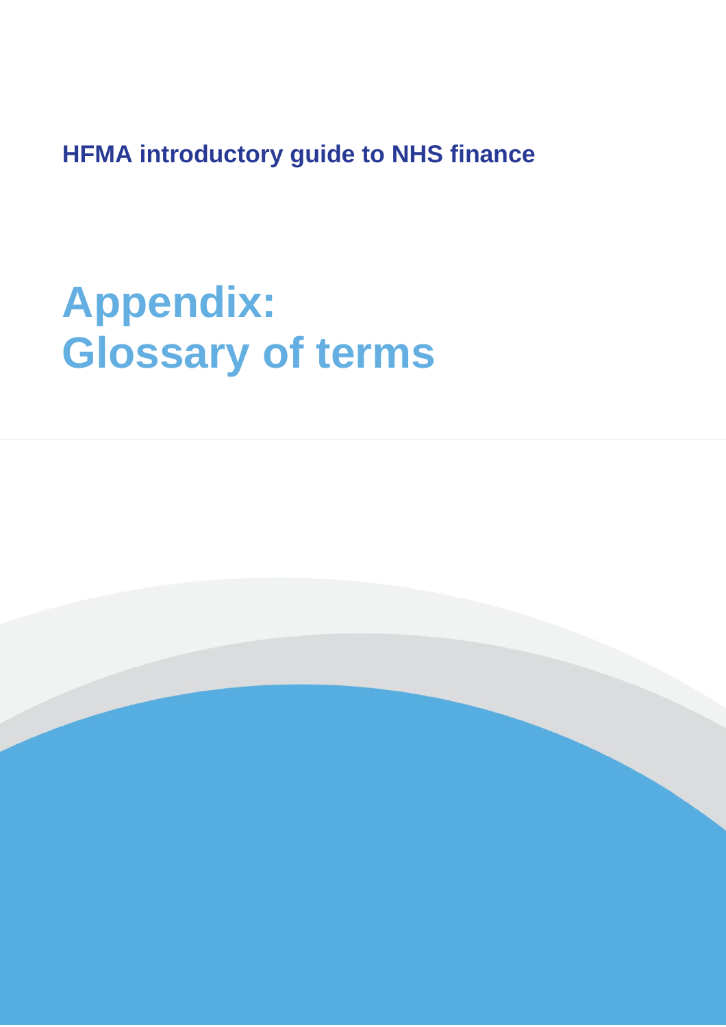HFMA introductory guide to NHS finance

# Appendix: Glossary of terms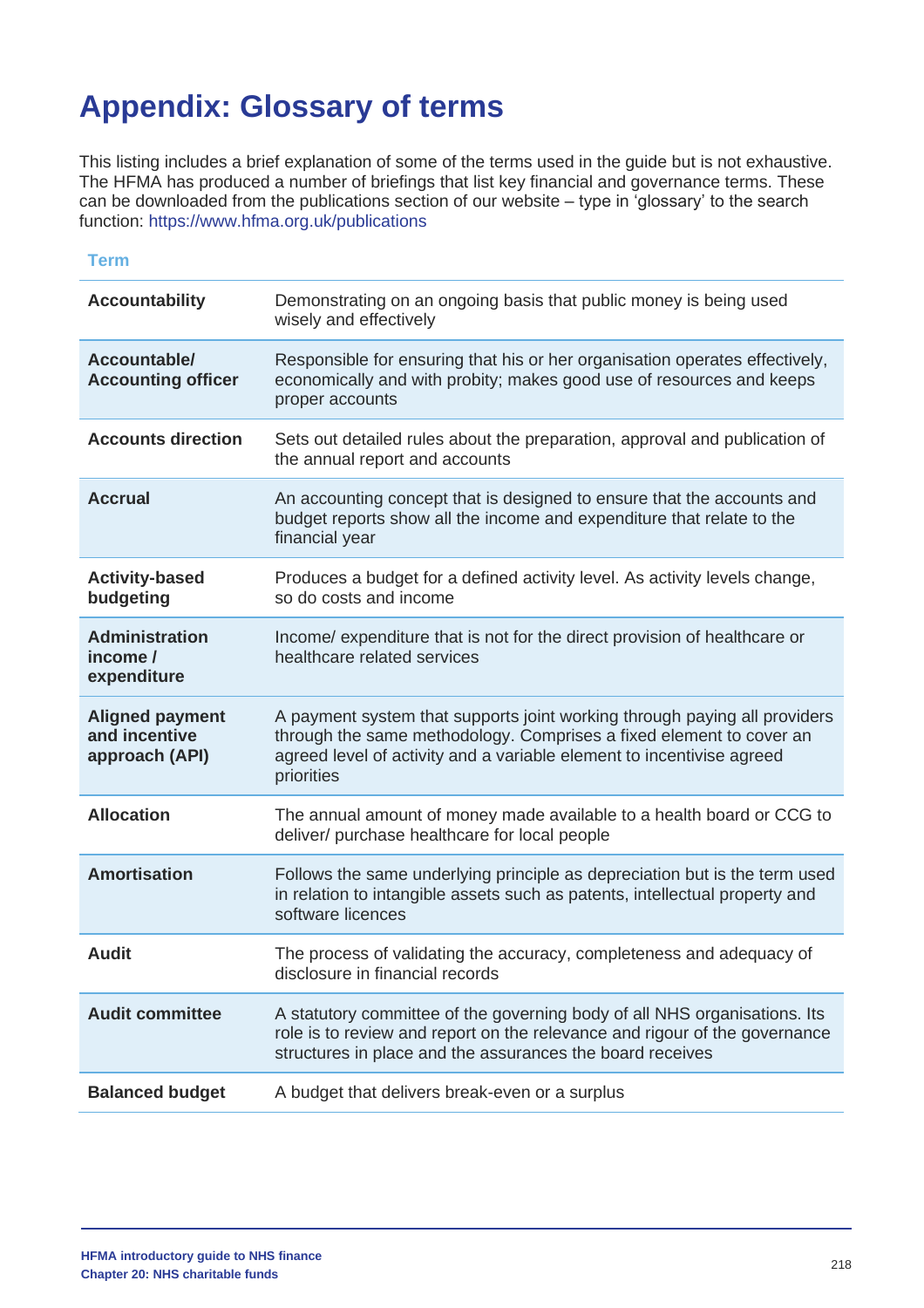# Appendix: Glossary of terms

This listing includes a brief explanation of some of the terms used in the guide but is not exhaustive. The HFMA has produced a number of briefings that list key financial and governance terms. These can be downloaded from the publications section of our website – type in 'glossary' to the search function: https://www.hfma.org.uk/publications

| Term | |
|---|---|
| **Accountability** | Demonstrating on an ongoing basis that public money is being used wisely and effectively |
| **Accountable/ Accounting officer** | Responsible for ensuring that his or her organisation operates effectively, economically and with probity; makes good use of resources and keeps proper accounts |
| **Accounts direction** | Sets out detailed rules about the preparation, approval and publication of the annual report and accounts |
| **Accrual** | An accounting concept that is designed to ensure that the accounts and budget reports show all the income and expenditure that relate to the financial year |
| **Activity-based budgeting** | Produces a budget for a defined activity level. As activity levels change, so do costs and income |
| **Administration income / expenditure** | Income/ expenditure that is not for the direct provision of healthcare or healthcare related services |
| **Aligned payment and incentive approach (API)** | A payment system that supports joint working through paying all providers through the same methodology. Comprises a fixed element to cover an agreed level of activity and a variable element to incentivise agreed priorities |
| **Allocation** | The annual amount of money made available to a health board or CCG to deliver/ purchase healthcare for local people |
| **Amortisation** | Follows the same underlying principle as depreciation but is the term used in relation to intangible assets such as patents, intellectual property and software licences |
| **Audit** | The process of validating the accuracy, completeness and adequacy of disclosure in financial records |
| **Audit committee** | A statutory committee of the governing body of all NHS organisations. Its role is to review and report on the relevance and rigour of the governance structures in place and the assurances the board receives |
| **Balanced budget** | A budget that delivers break-even or a surplus |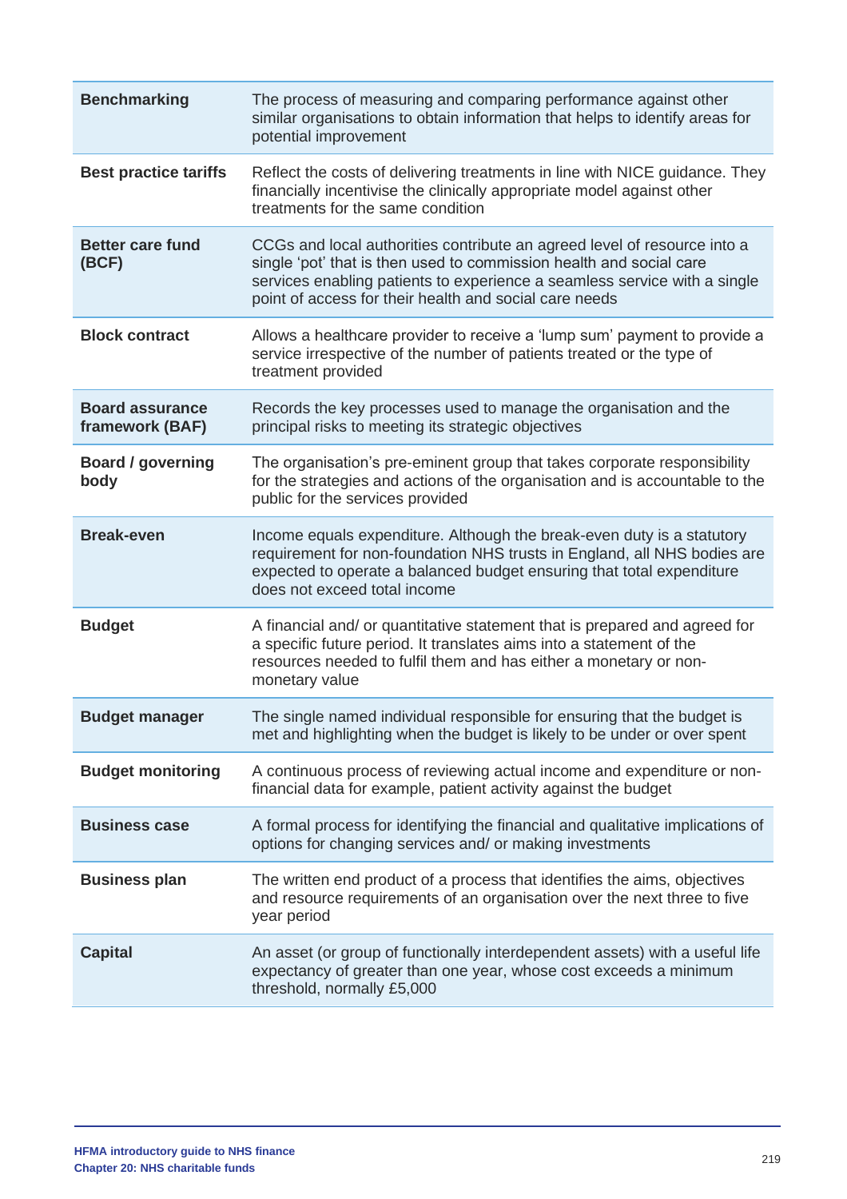| | |
|---|---|
| **Benchmarking** | The process of measuring and comparing performance against other similar organisations to obtain information that helps to identify areas for potential improvement |
| **Best practice tariffs** | Reflect the costs of delivering treatments in line with NICE guidance. They financially incentivise the clinically appropriate model against other treatments for the same condition |
| **Better care fund (BCF)** | CCGs and local authorities contribute an agreed level of resource into a single 'pot' that is then used to commission health and social care services enabling patients to experience a seamless service with a single point of access for their health and social care needs |
| **Block contract** | Allows a healthcare provider to receive a 'lump sum' payment to provide a service irrespective of the number of patients treated or the type of treatment provided |
| **Board assurance framework (BAF)** | Records the key processes used to manage the organisation and the principal risks to meeting its strategic objectives |
| **Board / governing body** | The organisation's pre-eminent group that takes corporate responsibility for the strategies and actions of the organisation and is accountable to the public for the services provided |
| **Break-even** | Income equals expenditure. Although the break-even duty is a statutory requirement for non-foundation NHS trusts in England, all NHS bodies are expected to operate a balanced budget ensuring that total expenditure does not exceed total income |
| **Budget** | A financial and/ or quantitative statement that is prepared and agreed for a specific future period. It translates aims into a statement of the resources needed to fulfil them and has either a monetary or non-monetary value |
| **Budget manager** | The single named individual responsible for ensuring that the budget is met and highlighting when the budget is likely to be under or over spent |
| **Budget monitoring** | A continuous process of reviewing actual income and expenditure or non-financial data for example, patient activity against the budget |
| **Business case** | A formal process for identifying the financial and qualitative implications of options for changing services and/ or making investments |
| **Business plan** | The written end product of a process that identifies the aims, objectives and resource requirements of an organisation over the next three to five year period |
| **Capital** | An asset (or group of functionally interdependent assets) with a useful life expectancy of greater than one year, whose cost exceeds a minimum threshold, normally £5,000 |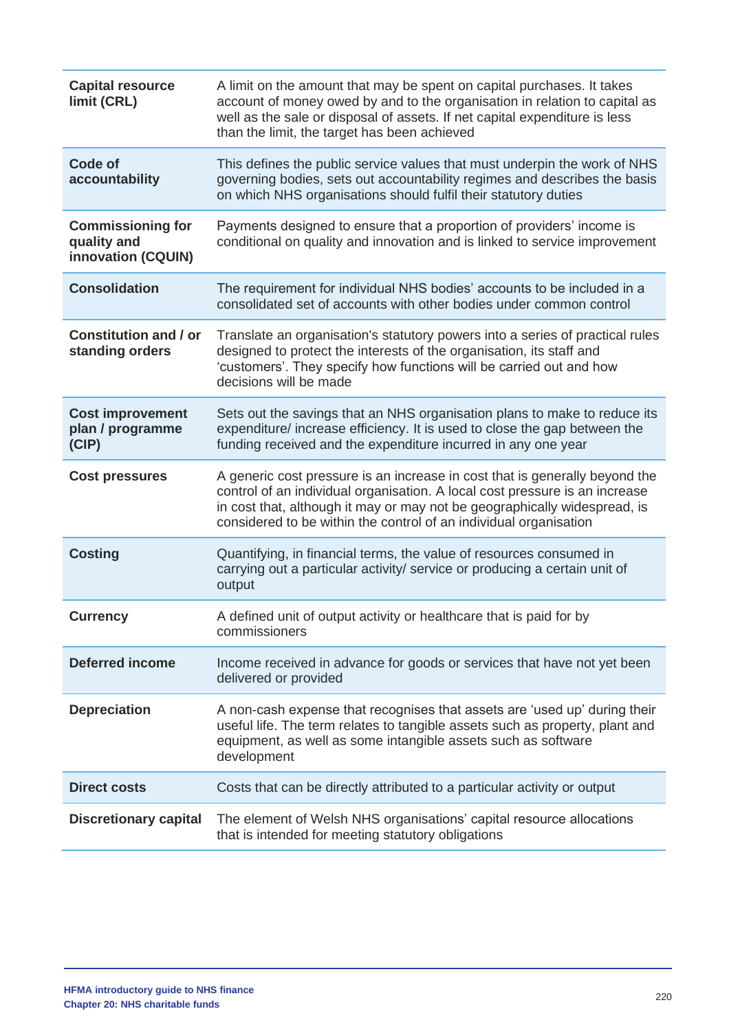| | |
|---|---|
| **Capital resource limit (CRL)** | A limit on the amount that may be spent on capital purchases. It takes account of money owed by and to the organisation in relation to capital as well as the sale or disposal of assets. If net capital expenditure is less than the limit, the target has been achieved |
| **Code of accountability** | This defines the public service values that must underpin the work of NHS governing bodies, sets out accountability regimes and describes the basis on which NHS organisations should fulfil their statutory duties |
| **Commissioning for quality and innovation (CQUIN)** | Payments designed to ensure that a proportion of providers' income is conditional on quality and innovation and is linked to service improvement |
| **Consolidation** | The requirement for individual NHS bodies' accounts to be included in a consolidated set of accounts with other bodies under common control |
| **Constitution and / or standing orders** | Translate an organisation's statutory powers into a series of practical rules designed to protect the interests of the organisation, its staff and 'customers'. They specify how functions will be carried out and how decisions will be made |
| **Cost improvement plan / programme (CIP)** | Sets out the savings that an NHS organisation plans to make to reduce its expenditure/ increase efficiency. It is used to close the gap between the funding received and the expenditure incurred in any one year |
| **Cost pressures** | A generic cost pressure is an increase in cost that is generally beyond the control of an individual organisation. A local cost pressure is an increase in cost that, although it may or may not be geographically widespread, is considered to be within the control of an individual organisation |
| **Costing** | Quantifying, in financial terms, the value of resources consumed in carrying out a particular activity/ service or producing a certain unit of output |
| **Currency** | A defined unit of output activity or healthcare that is paid for by commissioners |
| **Deferred income** | Income received in advance for goods or services that have not yet been delivered or provided |
| **Depreciation** | A non-cash expense that recognises that assets are 'used up' during their useful life. The term relates to tangible assets such as property, plant and equipment, as well as some intangible assets such as software development |
| **Direct costs** | Costs that can be directly attributed to a particular activity or output |
| **Discretionary capital** | The element of Welsh NHS organisations' capital resource allocations that is intended for meeting statutory obligations |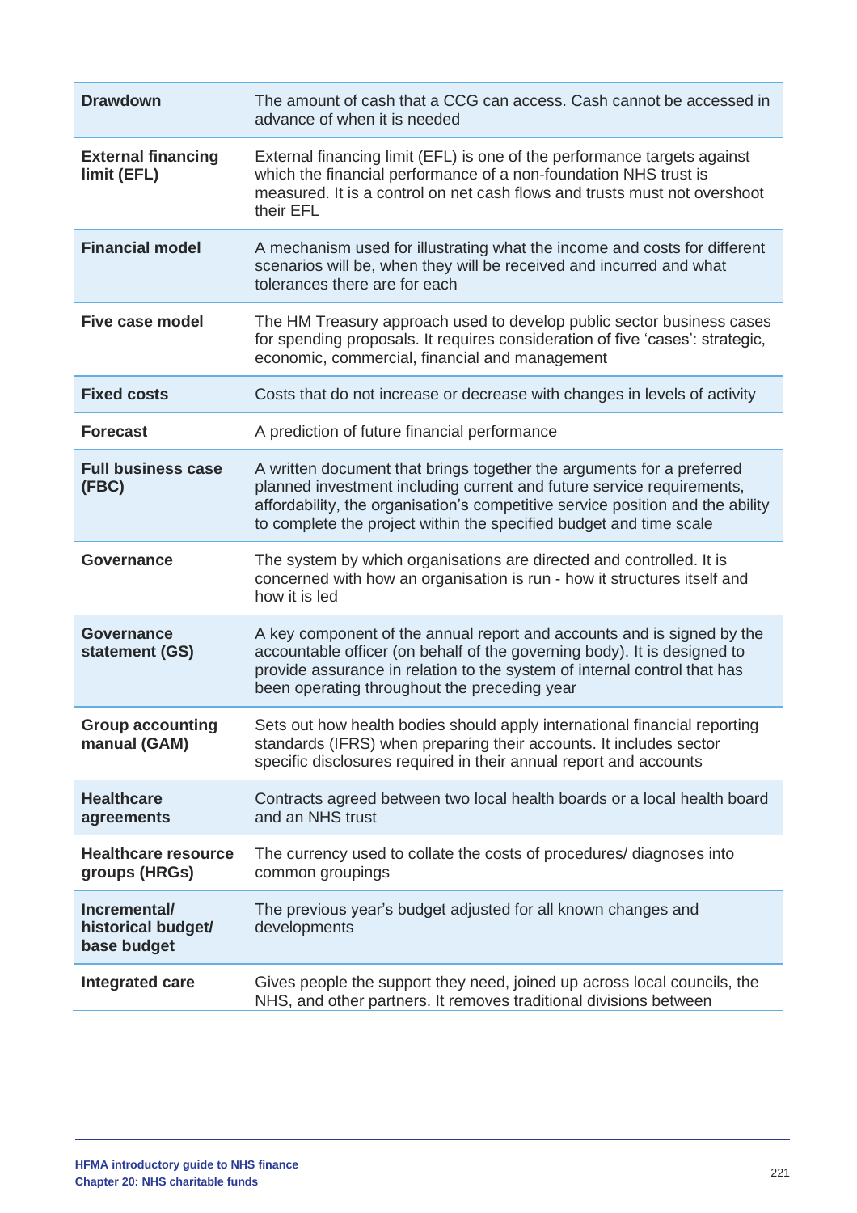| Term | Definition |
|---|---|
| **Drawdown** | The amount of cash that a CCG can access. Cash cannot be accessed in advance of when it is needed |
| **External financing limit (EFL)** | External financing limit (EFL) is one of the performance targets against which the financial performance of a non-foundation NHS trust is measured. It is a control on net cash flows and trusts must not overshoot their EFL |
| **Financial model** | A mechanism used for illustrating what the income and costs for different scenarios will be, when they will be received and incurred and what tolerances there are for each |
| **Five case model** | The HM Treasury approach used to develop public sector business cases for spending proposals. It requires consideration of five 'cases': strategic, economic, commercial, financial and management |
| **Fixed costs** | Costs that do not increase or decrease with changes in levels of activity |
| **Forecast** | A prediction of future financial performance |
| **Full business case (FBC)** | A written document that brings together the arguments for a preferred planned investment including current and future service requirements, affordability, the organisation's competitive service position and the ability to complete the project within the specified budget and time scale |
| **Governance** | The system by which organisations are directed and controlled. It is concerned with how an organisation is run - how it structures itself and how it is led |
| **Governance statement (GS)** | A key component of the annual report and accounts and is signed by the accountable officer (on behalf of the governing body). It is designed to provide assurance in relation to the system of internal control that has been operating throughout the preceding year |
| **Group accounting manual (GAM)** | Sets out how health bodies should apply international financial reporting standards (IFRS) when preparing their accounts. It includes sector specific disclosures required in their annual report and accounts |
| **Healthcare agreements** | Contracts agreed between two local health boards or a local health board and an NHS trust |
| **Healthcare resource groups (HRGs)** | The currency used to collate the costs of procedures/ diagnoses into common groupings |
| **Incremental/ historical budget/ base budget** | The previous year's budget adjusted for all known changes and developments |
| **Integrated care** | Gives people the support they need, joined up across local councils, the NHS, and other partners. It removes traditional divisions between |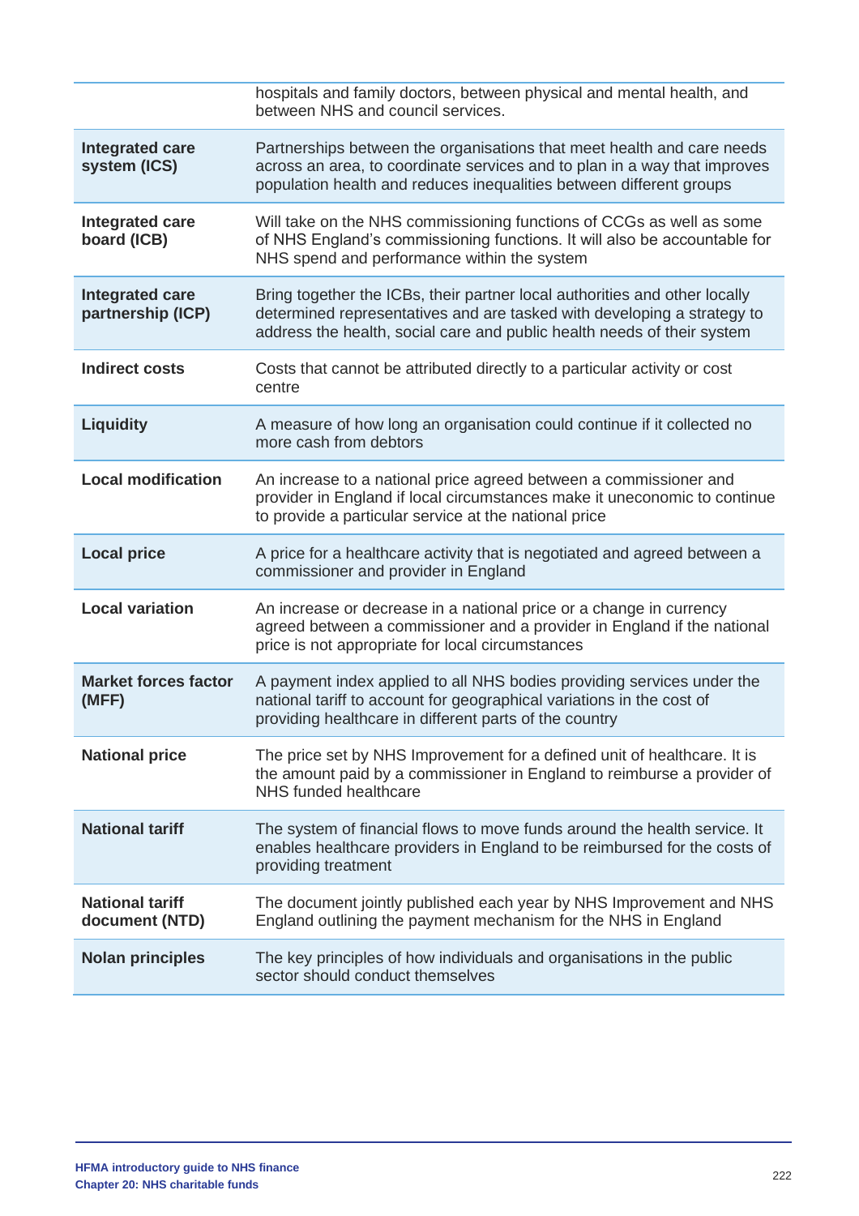| | |
|---|---|
| | hospitals and family doctors, between physical and mental health, and between NHS and council services. |
| **Integrated care system (ICS)** | Partnerships between the organisations that meet health and care needs across an area, to coordinate services and to plan in a way that improves population health and reduces inequalities between different groups |
| **Integrated care board (ICB)** | Will take on the NHS commissioning functions of CCGs as well as some of NHS England's commissioning functions. It will also be accountable for NHS spend and performance within the system |
| **Integrated care partnership (ICP)** | Bring together the ICBs, their partner local authorities and other locally determined representatives and are tasked with developing a strategy to address the health, social care and public health needs of their system |
| **Indirect costs** | Costs that cannot be attributed directly to a particular activity or cost centre |
| **Liquidity** | A measure of how long an organisation could continue if it collected no more cash from debtors |
| **Local modification** | An increase to a national price agreed between a commissioner and provider in England if local circumstances make it uneconomic to continue to provide a particular service at the national price |
| **Local price** | A price for a healthcare activity that is negotiated and agreed between a commissioner and provider in England |
| **Local variation** | An increase or decrease in a national price or a change in currency agreed between a commissioner and a provider in England if the national price is not appropriate for local circumstances |
| **Market forces factor (MFF)** | A payment index applied to all NHS bodies providing services under the national tariff to account for geographical variations in the cost of providing healthcare in different parts of the country |
| **National price** | The price set by NHS Improvement for a defined unit of healthcare. It is the amount paid by a commissioner in England to reimburse a provider of NHS funded healthcare |
| **National tariff** | The system of financial flows to move funds around the health service. It enables healthcare providers in England to be reimbursed for the costs of providing treatment |
| **National tariff document (NTD)** | The document jointly published each year by NHS Improvement and NHS England outlining the payment mechanism for the NHS in England |
| **Nolan principles** | The key principles of how individuals and organisations in the public sector should conduct themselves |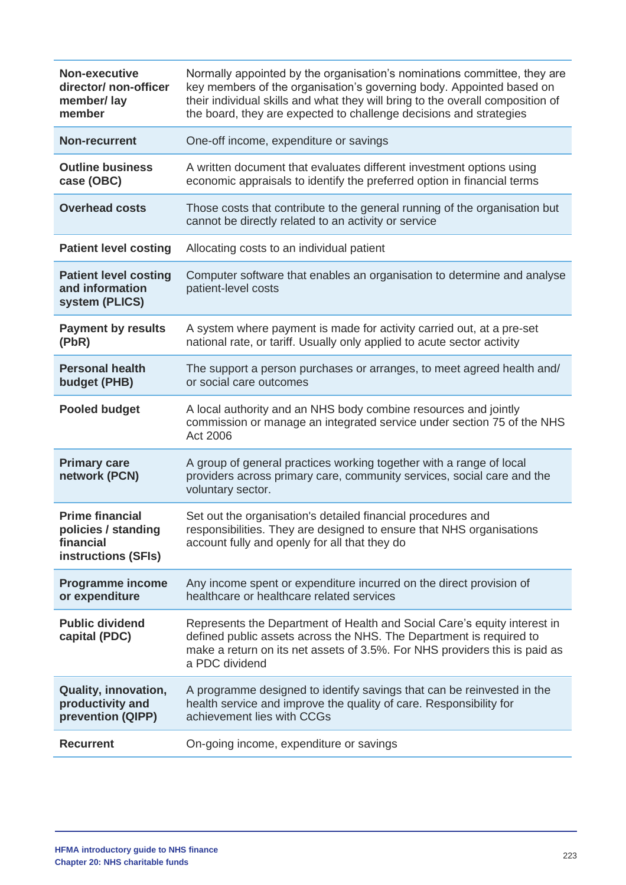| | |
|---|---|
| **Non-executive director/ non-officer member/ lay member** | Normally appointed by the organisation's nominations committee, they are key members of the organisation's governing body. Appointed based on their individual skills and what they will bring to the overall composition of the board, they are expected to challenge decisions and strategies |
| **Non-recurrent** | One-off income, expenditure or savings |
| **Outline business case (OBC)** | A written document that evaluates different investment options using economic appraisals to identify the preferred option in financial terms |
| **Overhead costs** | Those costs that contribute to the general running of the organisation but cannot be directly related to an activity or service |
| **Patient level costing** | Allocating costs to an individual patient |
| **Patient level costing and information system (PLICS)** | Computer software that enables an organisation to determine and analyse patient-level costs |
| **Payment by results (PbR)** | A system where payment is made for activity carried out, at a pre-set national rate, or tariff. Usually only applied to acute sector activity |
| **Personal health budget (PHB)** | The support a person purchases or arranges, to meet agreed health and/ or social care outcomes |
| **Pooled budget** | A local authority and an NHS body combine resources and jointly commission or manage an integrated service under section 75 of the NHS Act 2006 |
| **Primary care network (PCN)** | A group of general practices working together with a range of local providers across primary care, community services, social care and the voluntary sector. |
| **Prime financial policies / standing financial instructions (SFIs)** | Set out the organisation's detailed financial procedures and responsibilities. They are designed to ensure that NHS organisations account fully and openly for all that they do |
| **Programme income or expenditure** | Any income spent or expenditure incurred on the direct provision of healthcare or healthcare related services |
| **Public dividend capital (PDC)** | Represents the Department of Health and Social Care's equity interest in defined public assets across the NHS. The Department is required to make a return on its net assets of 3.5%. For NHS providers this is paid as a PDC dividend |
| **Quality, innovation, productivity and prevention (QIPP)** | A programme designed to identify savings that can be reinvested in the health service and improve the quality of care. Responsibility for achievement lies with CCGs |
| **Recurrent** | On-going income, expenditure or savings |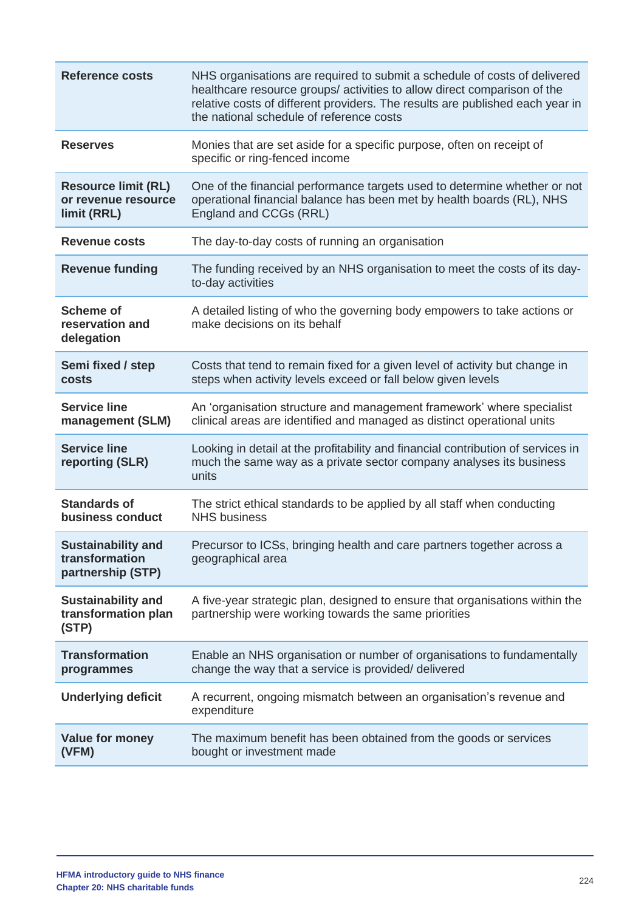| | |
|---|---|
| **Reference costs** | NHS organisations are required to submit a schedule of costs of delivered healthcare resource groups/ activities to allow direct comparison of the relative costs of different providers. The results are published each year in the national schedule of reference costs |
| **Reserves** | Monies that are set aside for a specific purpose, often on receipt of specific or ring-fenced income |
| **Resource limit (RL) or revenue resource limit (RRL)** | One of the financial performance targets used to determine whether or not operational financial balance has been met by health boards (RL), NHS England and CCGs (RRL) |
| **Revenue costs** | The day-to-day costs of running an organisation |
| **Revenue funding** | The funding received by an NHS organisation to meet the costs of its day-to-day activities |
| **Scheme of reservation and delegation** | A detailed listing of who the governing body empowers to take actions or make decisions on its behalf |
| **Semi fixed / step costs** | Costs that tend to remain fixed for a given level of activity but change in steps when activity levels exceed or fall below given levels |
| **Service line management (SLM)** | An 'organisation structure and management framework' where specialist clinical areas are identified and managed as distinct operational units |
| **Service line reporting (SLR)** | Looking in detail at the profitability and financial contribution of services in much the same way as a private sector company analyses its business units |
| **Standards of business conduct** | The strict ethical standards to be applied by all staff when conducting NHS business |
| **Sustainability and transformation partnership (STP)** | Precursor to ICSs, bringing health and care partners together across a geographical area |
| **Sustainability and transformation plan (STP)** | A five-year strategic plan, designed to ensure that organisations within the partnership were working towards the same priorities |
| **Transformation programmes** | Enable an NHS organisation or number of organisations to fundamentally change the way that a service is provided/ delivered |
| **Underlying deficit** | A recurrent, ongoing mismatch between an organisation's revenue and expenditure |
| **Value for money (VFM)** | The maximum benefit has been obtained from the goods or services bought or investment made |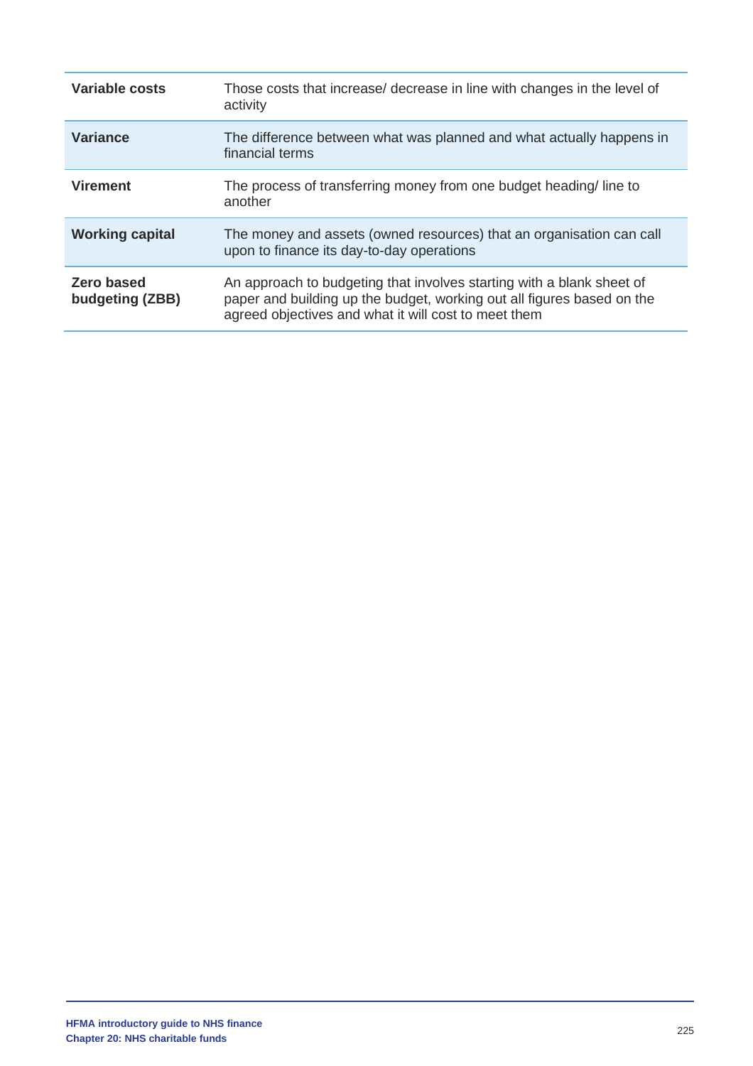| | |
|---|---|
| **Variable costs** | Those costs that increase/ decrease in line with changes in the level of activity |
| **Variance** | The difference between what was planned and what actually happens in financial terms |
| **Virement** | The process of transferring money from one budget heading/ line to another |
| **Working capital** | The money and assets (owned resources) that an organisation can call upon to finance its day-to-day operations |
| **Zero based budgeting (ZBB)** | An approach to budgeting that involves starting with a blank sheet of paper and building up the budget, working out all figures based on the agreed objectives and what it will cost to meet them |